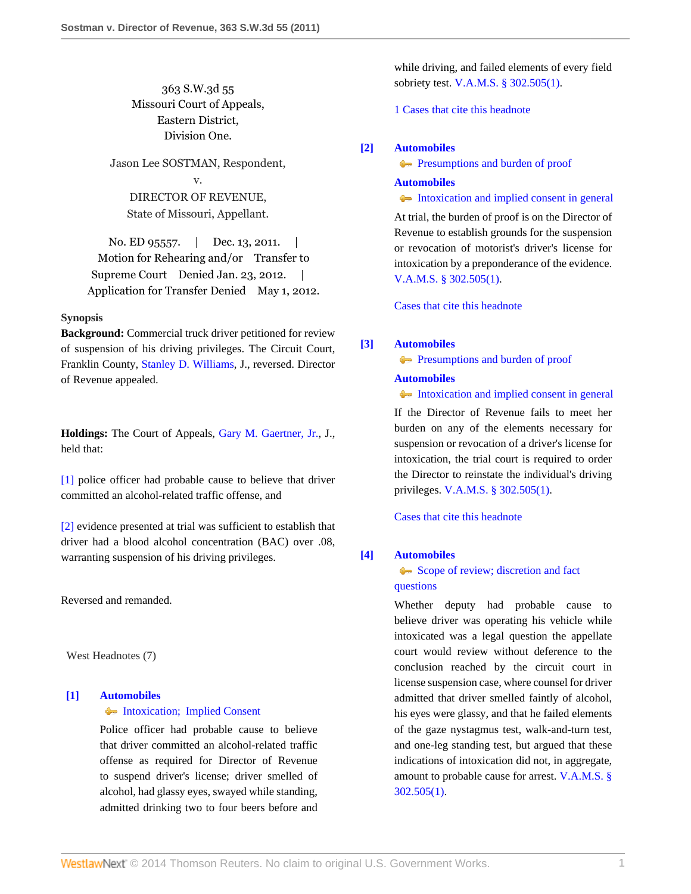363 S.W.3d 55
Missouri Court of Appeals,
Eastern District,
Division One.

Jason Lee SOSTMAN, Respondent,
v.
DIRECTOR OF REVENUE,
State of Missouri, Appellant.

No. ED 95557. | Dec. 13, 2011. | Motion for Rehearing and/or Transfer to Supreme Court Denied Jan. 23, 2012. | Application for Transfer Denied May 1, 2012.

**Synopsis**

**Background:** Commercial truck driver petitioned for review of suspension of his driving privileges. The Circuit Court, Franklin County, Stanley D. Williams, J., reversed. Director of Revenue appealed.

**Holdings:** The Court of Appeals, Gary M. Gaertner, Jr., J., held that:

[1] police officer had probable cause to believe that driver committed an alcohol-related traffic offense, and

[2] evidence presented at trial was sufficient to establish that driver had a blood alcohol concentration (BAC) over .08, warranting suspension of his driving privileges.

Reversed and remanded.

West Headnotes (7)

**[1] Automobiles**
Intoxication; Implied Consent

Police officer had probable cause to believe that driver committed an alcohol-related traffic offense as required for Director of Revenue to suspend driver's license; driver smelled of alcohol, had glassy eyes, swayed while standing, admitted drinking two to four beers before and while driving, and failed elements of every field sobriety test. V.A.M.S. § 302.505(1).

1 Cases that cite this headnote

**[2] Automobiles**
Presumptions and burden of proof
**Automobiles**
Intoxication and implied consent in general

At trial, the burden of proof is on the Director of Revenue to establish grounds for the suspension or revocation of motorist's driver's license for intoxication by a preponderance of the evidence. V.A.M.S. § 302.505(1).

Cases that cite this headnote

**[3] Automobiles**
Presumptions and burden of proof
**Automobiles**
Intoxication and implied consent in general

If the Director of Revenue fails to meet her burden on any of the elements necessary for suspension or revocation of a driver's license for intoxication, the trial court is required to order the Director to reinstate the individual's driving privileges. V.A.M.S. § 302.505(1).

Cases that cite this headnote

**[4] Automobiles**
Scope of review; discretion and fact questions

Whether deputy had probable cause to believe driver was operating his vehicle while intoxicated was a legal question the appellate court would review without deference to the conclusion reached by the circuit court in license suspension case, where counsel for driver admitted that driver smelled faintly of alcohol, his eyes were glassy, and that he failed elements of the gaze nystagmus test, walk-and-turn test, and one-leg standing test, but argued that these indications of intoxication did not, in aggregate, amount to probable cause for arrest. V.A.M.S. § 302.505(1).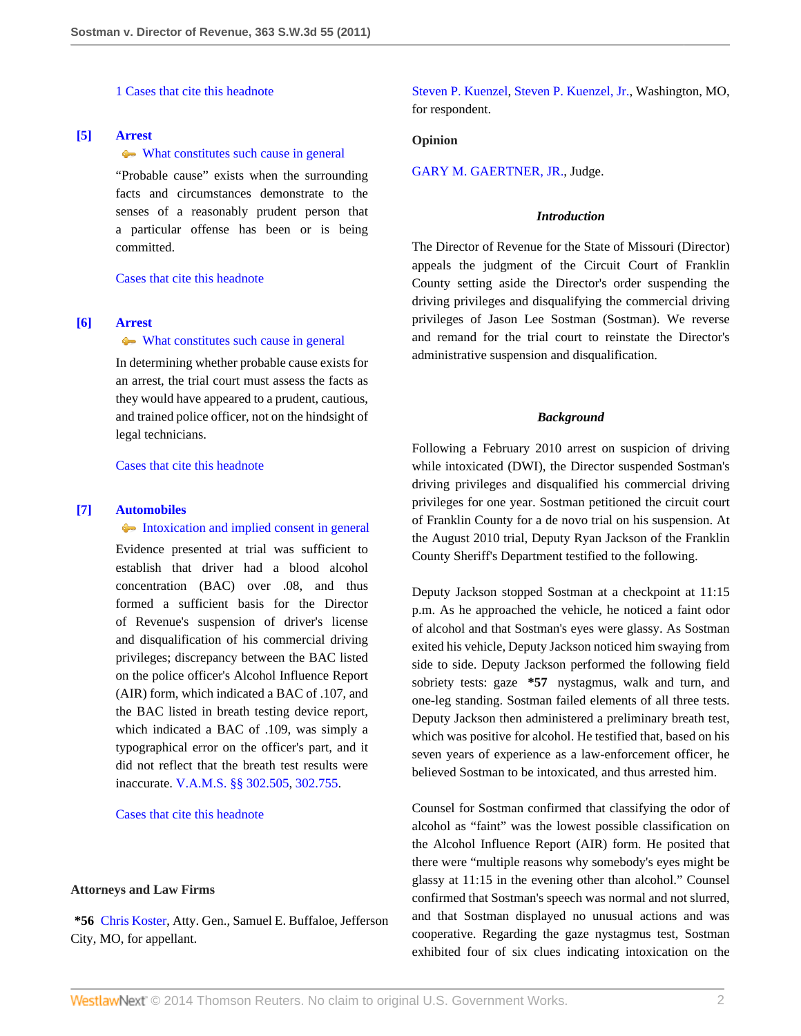1 Cases that cite this headnote

**[5] Arrest**

What constitutes such cause in general

"Probable cause" exists when the surrounding facts and circumstances demonstrate to the senses of a reasonably prudent person that a particular offense has been or is being committed.

Cases that cite this headnote

**[6] Arrest**

What constitutes such cause in general

In determining whether probable cause exists for an arrest, the trial court must assess the facts as they would have appeared to a prudent, cautious, and trained police officer, not on the hindsight of legal technicians.

Cases that cite this headnote

**[7] Automobiles**

Intoxication and implied consent in general

Evidence presented at trial was sufficient to establish that driver had a blood alcohol concentration (BAC) over .08, and thus formed a sufficient basis for the Director of Revenue's suspension of driver's license and disqualification of his commercial driving privileges; discrepancy between the BAC listed on the police officer's Alcohol Influence Report (AIR) form, which indicated a BAC of .107, and the BAC listed in breath testing device report, which indicated a BAC of .109, was simply a typographical error on the officer's part, and it did not reflect that the breath test results were inaccurate. V.A.M.S. §§ 302.505, 302.755.

Cases that cite this headnote

**Attorneys and Law Firms**

**\*56** Chris Koster, Atty. Gen., Samuel E. Buffaloe, Jefferson City, MO, for appellant.

Steven P. Kuenzel, Steven P. Kuenzel, Jr., Washington, MO, for respondent.

**Opinion**

GARY M. GAERTNER, JR., Judge.

### *Introduction*

The Director of Revenue for the State of Missouri (Director) appeals the judgment of the Circuit Court of Franklin County setting aside the Director's order suspending the driving privileges and disqualifying the commercial driving privileges of Jason Lee Sostman (Sostman). We reverse and remand for the trial court to reinstate the Director's administrative suspension and disqualification.

### *Background*

Following a February 2010 arrest on suspicion of driving while intoxicated (DWI), the Director suspended Sostman's driving privileges and disqualified his commercial driving privileges for one year. Sostman petitioned the circuit court of Franklin County for a de novo trial on his suspension. At the August 2010 trial, Deputy Ryan Jackson of the Franklin County Sheriff's Department testified to the following.

Deputy Jackson stopped Sostman at a checkpoint at 11:15 p.m. As he approached the vehicle, he noticed a faint odor of alcohol and that Sostman's eyes were glassy. As Sostman exited his vehicle, Deputy Jackson noticed him swaying from side to side. Deputy Jackson performed the following field sobriety tests: gaze **\*57** nystagmus, walk and turn, and one-leg standing. Sostman failed elements of all three tests. Deputy Jackson then administered a preliminary breath test, which was positive for alcohol. He testified that, based on his seven years of experience as a law-enforcement officer, he believed Sostman to be intoxicated, and thus arrested him.

Counsel for Sostman confirmed that classifying the odor of alcohol as "faint" was the lowest possible classification on the Alcohol Influence Report (AIR) form. He posited that there were "multiple reasons why somebody's eyes might be glassy at 11:15 in the evening other than alcohol." Counsel confirmed that Sostman's speech was normal and not slurred, and that Sostman displayed no unusual actions and was cooperative. Regarding the gaze nystagmus test, Sostman exhibited four of six clues indicating intoxication on the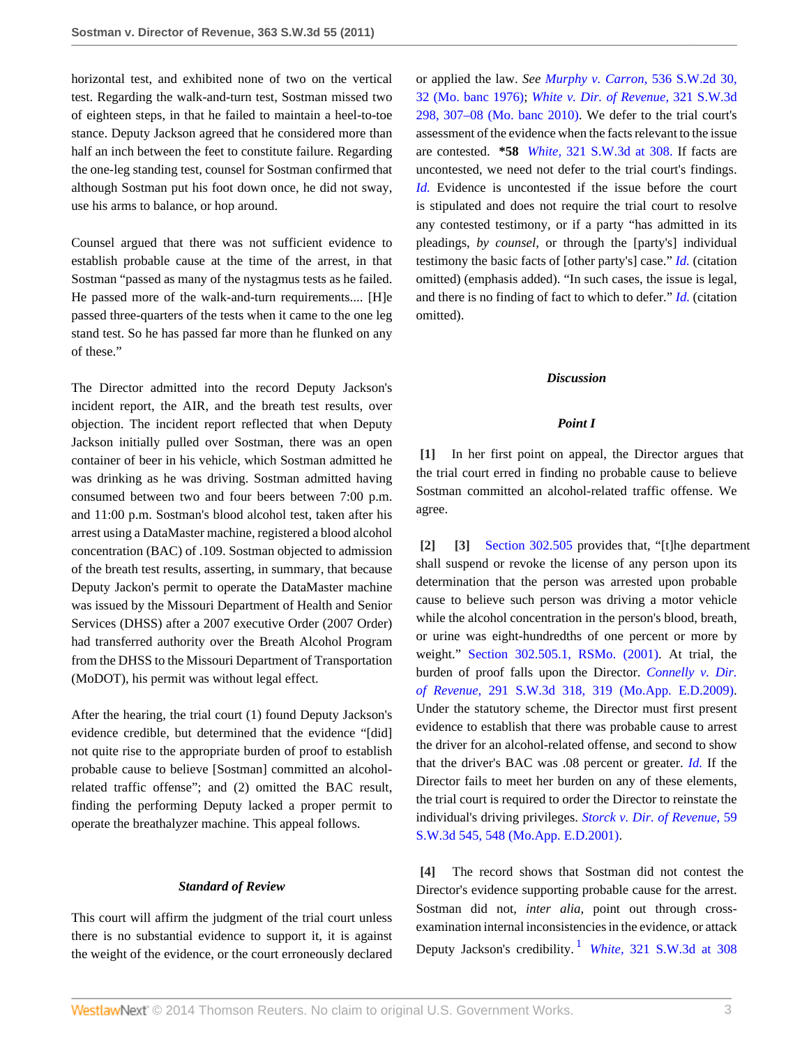horizontal test, and exhibited none of two on the vertical test. Regarding the walk-and-turn test, Sostman missed two of eighteen steps, in that he failed to maintain a heel-to-toe stance. Deputy Jackson agreed that he considered more than half an inch between the feet to constitute failure. Regarding the one-leg standing test, counsel for Sostman confirmed that although Sostman put his foot down once, he did not sway, use his arms to balance, or hop around.

Counsel argued that there was not sufficient evidence to establish probable cause at the time of the arrest, in that Sostman "passed as many of the nystagmus tests as he failed. He passed more of the walk-and-turn requirements.... [H]e passed three-quarters of the tests when it came to the one leg stand test. So he has passed far more than he flunked on any of these."

The Director admitted into the record Deputy Jackson's incident report, the AIR, and the breath test results, over objection. The incident report reflected that when Deputy Jackson initially pulled over Sostman, there was an open container of beer in his vehicle, which Sostman admitted he was drinking as he was driving. Sostman admitted having consumed between two and four beers between 7:00 p.m. and 11:00 p.m. Sostman's blood alcohol test, taken after his arrest using a DataMaster machine, registered a blood alcohol concentration (BAC) of .109. Sostman objected to admission of the breath test results, asserting, in summary, that because Deputy Jackon's permit to operate the DataMaster machine was issued by the Missouri Department of Health and Senior Services (DHSS) after a 2007 executive Order (2007 Order) had transferred authority over the Breath Alcohol Program from the DHSS to the Missouri Department of Transportation (MoDOT), his permit was without legal effect.

After the hearing, the trial court (1) found Deputy Jackson's evidence credible, but determined that the evidence "[did] not quite rise to the appropriate burden of proof to establish probable cause to believe [Sostman] committed an alcohol-related traffic offense"; and (2) omitted the BAC result, finding the performing Deputy lacked a proper permit to operate the breathalyzer machine. This appeal follows.

### *Standard of Review*

This court will affirm the judgment of the trial court unless there is no substantial evidence to support it, it is against the weight of the evidence, or the court erroneously declared or applied the law. *See Murphy v. Carron,* 536 S.W.2d 30, 32 (Mo. banc 1976); *White v. Dir. of Revenue,* 321 S.W.3d 298, 307–08 (Mo. banc 2010). We defer to the trial court's assessment of the evidence when the facts relevant to the issue are contested. **\*58** *White,* 321 S.W.3d at 308. If facts are uncontested, we need not defer to the trial court's findings. *Id.* Evidence is uncontested if the issue before the court is stipulated and does not require the trial court to resolve any contested testimony, or if a party "has admitted in its pleadings, *by counsel,* or through the [party's] individual testimony the basic facts of [other party's] case." *Id.* (citation omitted) (emphasis added). "In such cases, the issue is legal, and there is no finding of fact to which to defer." *Id.* (citation omitted).

### *Discussion*

#### *Point I*

**[1]** In her first point on appeal, the Director argues that the trial court erred in finding no probable cause to believe Sostman committed an alcohol-related traffic offense. We agree.

**[2] [3]** Section 302.505 provides that, "[t]he department shall suspend or revoke the license of any person upon its determination that the person was arrested upon probable cause to believe such person was driving a motor vehicle while the alcohol concentration in the person's blood, breath, or urine was eight-hundredths of one percent or more by weight." Section 302.505.1, RSMo. (2001). At trial, the burden of proof falls upon the Director. *Connelly v. Dir. of Revenue,* 291 S.W.3d 318, 319 (Mo.App. E.D.2009). Under the statutory scheme, the Director must first present evidence to establish that there was probable cause to arrest the driver for an alcohol-related offense, and second to show that the driver's BAC was .08 percent or greater. *Id.* If the Director fails to meet her burden on any of these elements, the trial court is required to order the Director to reinstate the individual's driving privileges. *Storck v. Dir. of Revenue,* 59 S.W.3d 545, 548 (Mo.App. E.D.2001).

**[4]** The record shows that Sostman did not contest the Director's evidence supporting probable cause for the arrest. Sostman did not, *inter alia,* point out through cross-examination internal inconsistencies in the evidence, or attack Deputy Jackson's credibility.[1] *White,* 321 S.W.3d at 308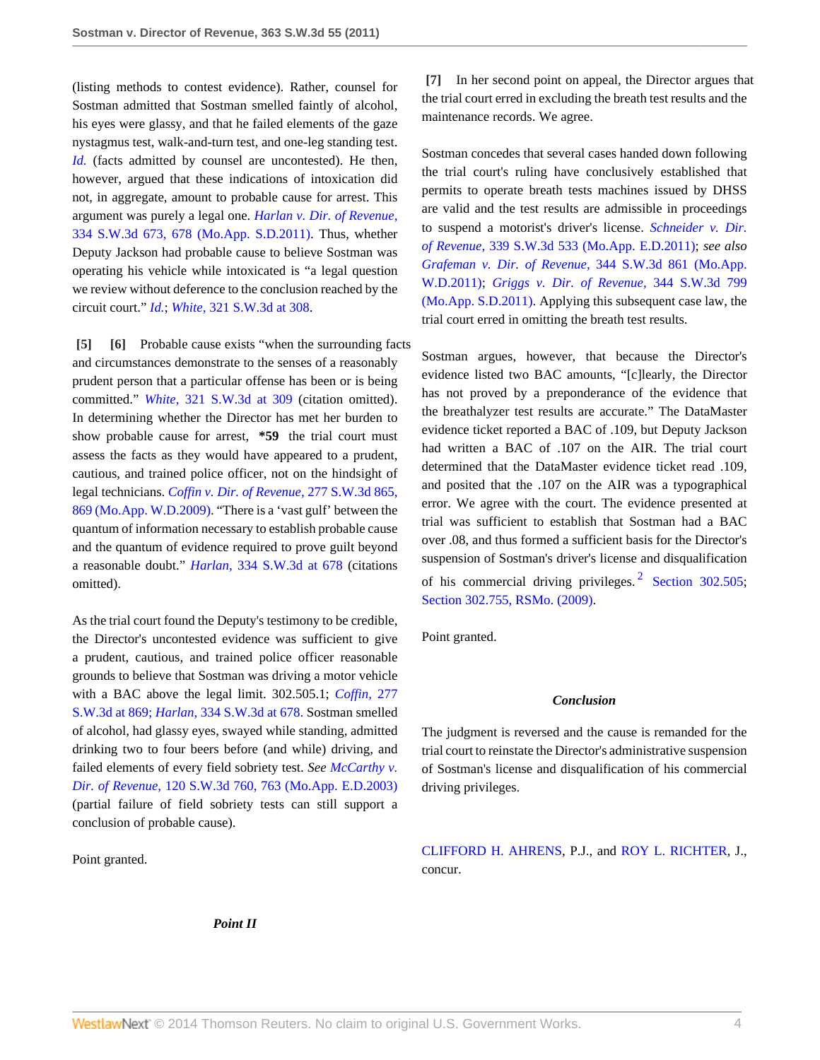(listing methods to contest evidence). Rather, counsel for Sostman admitted that Sostman smelled faintly of alcohol, his eyes were glassy, and that he failed elements of the gaze nystagmus test, walk-and-turn test, and one-leg standing test. *Id.* (facts admitted by counsel are uncontested). He then, however, argued that these indications of intoxication did not, in aggregate, amount to probable cause for arrest. This argument was purely a legal one. *Harlan v. Dir. of Revenue,* 334 S.W.3d 673, 678 (Mo.App. S.D.2011). Thus, whether Deputy Jackson had probable cause to believe Sostman was operating his vehicle while intoxicated is "a legal question we review without deference to the conclusion reached by the circuit court." *Id.*; *White,* 321 S.W.3d at 308.

**[5] [6]** Probable cause exists "when the surrounding facts and circumstances demonstrate to the senses of a reasonably prudent person that a particular offense has been or is being committed." *White,* 321 S.W.3d at 309 (citation omitted). In determining whether the Director has met her burden to show probable cause for arrest, **\*59** the trial court must assess the facts as they would have appeared to a prudent, cautious, and trained police officer, not on the hindsight of legal technicians. *Coffin v. Dir. of Revenue,* 277 S.W.3d 865, 869 (Mo.App. W.D.2009). "There is a 'vast gulf' between the quantum of information necessary to establish probable cause and the quantum of evidence required to prove guilt beyond a reasonable doubt." *Harlan,* 334 S.W.3d at 678 (citations omitted).

As the trial court found the Deputy's testimony to be credible, the Director's uncontested evidence was sufficient to give a prudent, cautious, and trained police officer reasonable grounds to believe that Sostman was driving a motor vehicle with a BAC above the legal limit. 302.505.1; *Coffin,* 277 S.W.3d at 869; *Harlan,* 334 S.W.3d at 678. Sostman smelled of alcohol, had glassy eyes, swayed while standing, admitted drinking two to four beers before (and while) driving, and failed elements of every field sobriety test. *See McCarthy v. Dir. of Revenue,* 120 S.W.3d 760, 763 (Mo.App. E.D.2003) (partial failure of field sobriety tests can still support a conclusion of probable cause).

Point granted.

### *Point II*

**[7]** In her second point on appeal, the Director argues that the trial court erred in excluding the breath test results and the maintenance records. We agree.

Sostman concedes that several cases handed down following the trial court's ruling have conclusively established that permits to operate breath tests machines issued by DHSS are valid and the test results are admissible in proceedings to suspend a motorist's driver's license. *Schneider v. Dir. of Revenue,* 339 S.W.3d 533 (Mo.App. E.D.2011); *see also Grafeman v. Dir. of Revenue,* 344 S.W.3d 861 (Mo.App. W.D.2011); *Griggs v. Dir. of Revenue,* 344 S.W.3d 799 (Mo.App. S.D.2011). Applying this subsequent case law, the trial court erred in omitting the breath test results.

Sostman argues, however, that because the Director's evidence listed two BAC amounts, "[c]learly, the Director has not proved by a preponderance of the evidence that the breathalyzer test results are accurate." The DataMaster evidence ticket reported a BAC of .109, but Deputy Jackson had written a BAC of .107 on the AIR. The trial court determined that the DataMaster evidence ticket read .109, and posited that the .107 on the AIR was a typographical error. We agree with the court. The evidence presented at trial was sufficient to establish that Sostman had a BAC over .08, and thus formed a sufficient basis for the Director's suspension of Sostman's driver's license and disqualification of his commercial driving privileges.[2] Section 302.505; Section 302.755, RSMo. (2009).

Point granted.

### *Conclusion*

The judgment is reversed and the cause is remanded for the trial court to reinstate the Director's administrative suspension of Sostman's license and disqualification of his commercial driving privileges.

CLIFFORD H. AHRENS, P.J., and ROY L. RICHTER, J., concur.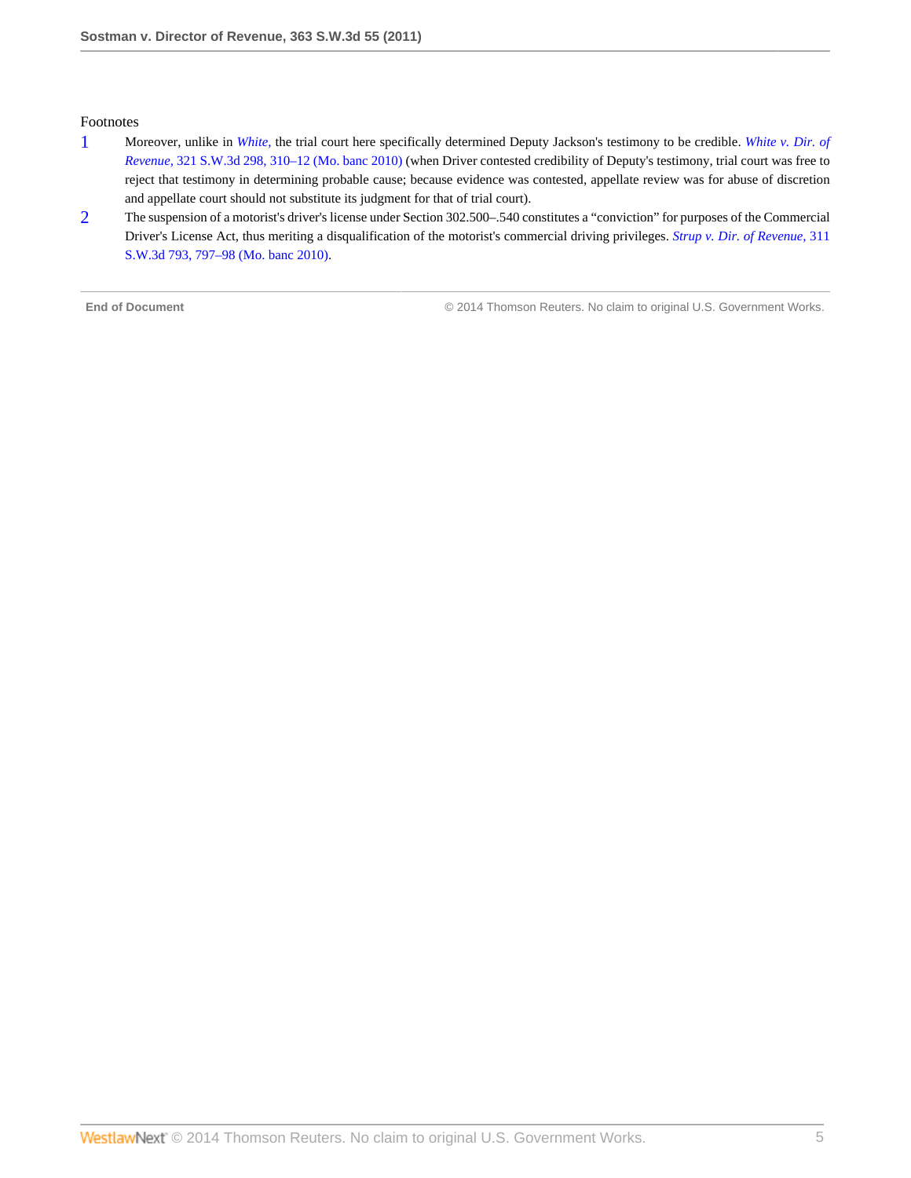Footnotes

1 Moreover, unlike in *White,* the trial court here specifically determined Deputy Jackson's testimony to be credible. *White v. Dir. of Revenue,* 321 S.W.3d 298, 310–12 (Mo. banc 2010) (when Driver contested credibility of Deputy's testimony, trial court was free to reject that testimony in determining probable cause; because evidence was contested, appellate review was for abuse of discretion and appellate court should not substitute its judgment for that of trial court).

2 The suspension of a motorist's driver's license under Section 302.500–.540 constitutes a "conviction" for purposes of the Commercial Driver's License Act, thus meriting a disqualification of the motorist's commercial driving privileges. *Strup v. Dir. of Revenue,* 311 S.W.3d 793, 797–98 (Mo. banc 2010).

End of Document © 2014 Thomson Reuters. No claim to original U.S. Government Works.